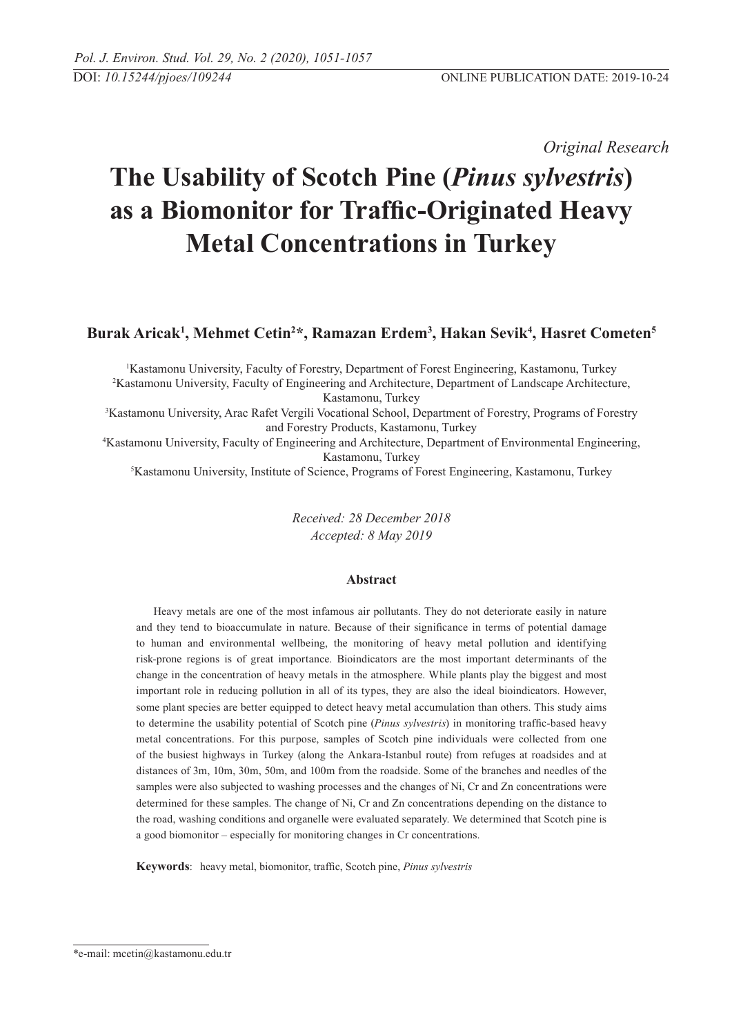*Original Research*

# The Usability of Scotch Pine (*Pinus sylvestris*) as a Biomonitor for Traffic-Originated Heavy Metal Concentrations in Turkey

**Burak Aricak[1], Mehmet Cetin[2]*, Ramazan Erdem[3], Hakan Sevik[4], Hasret Cometen[5]**

[1]Kastamonu University, Faculty of Forestry, Department of Forest Engineering, Kastamonu, Turkey
[2]Kastamonu University, Faculty of Engineering and Architecture, Department of Landscape Architecture, Kastamonu, Turkey
[3]Kastamonu University, Arac Rafet Vergili Vocational School, Department of Forestry, Programs of Forestry and Forestry Products, Kastamonu, Turkey
[4]Kastamonu University, Faculty of Engineering and Architecture, Department of Environmental Engineering, Kastamonu, Turkey
[5]Kastamonu University, Institute of Science, Programs of Forest Engineering, Kastamonu, Turkey

*Received: 28 December 2018*
*Accepted: 8 May 2019*

## Abstract

Heavy metals are one of the most infamous air pollutants. They do not deteriorate easily in nature and they tend to bioaccumulate in nature. Because of their significance in terms of potential damage to human and environmental wellbeing, the monitoring of heavy metal pollution and identifying risk-prone regions is of great importance. Bioindicators are the most important determinants of the change in the concentration of heavy metals in the atmosphere. While plants play the biggest and most important role in reducing pollution in all of its types, they are also the ideal bioindicators. However, some plant species are better equipped to detect heavy metal accumulation than others. This study aims to determine the usability potential of Scotch pine (*Pinus sylvestris*) in monitoring traffic-based heavy metal concentrations. For this purpose, samples of Scotch pine individuals were collected from one of the busiest highways in Turkey (along the Ankara-Istanbul route) from refuges at roadsides and at distances of 3m, 10m, 30m, 50m, and 100m from the roadside. Some of the branches and needles of the samples were also subjected to washing processes and the changes of Ni, Cr and Zn concentrations were determined for these samples. The change of Ni, Cr and Zn concentrations depending on the distance to the road, washing conditions and organelle were evaluated separately. We determined that Scotch pine is a good biomonitor – especially for monitoring changes in Cr concentrations.

**Keywords**: heavy metal, biomonitor, traffic, Scotch pine, *Pinus sylvestris*

*e-mail: mcetin@kastamonu.edu.tr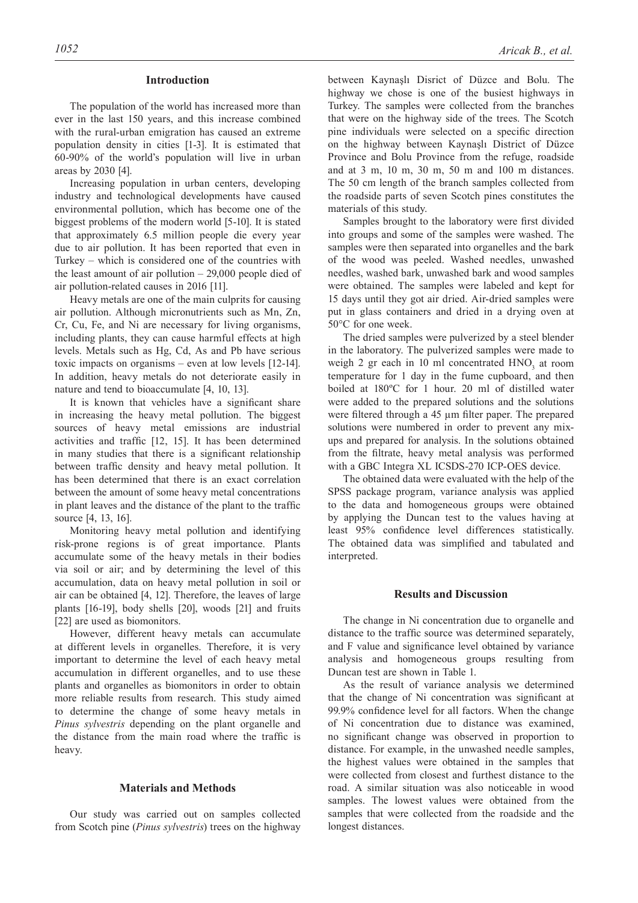## Introduction

The population of the world has increased more than ever in the last 150 years, and this increase combined with the rural-urban emigration has caused an extreme population density in cities [1-3]. It is estimated that 60-90% of the world's population will live in urban areas by 2030 [4].

Increasing population in urban centers, developing industry and technological developments have caused environmental pollution, which has become one of the biggest problems of the modern world [5-10]. It is stated that approximately 6.5 million people die every year due to air pollution. It has been reported that even in Turkey – which is considered one of the countries with the least amount of air pollution – 29,000 people died of air pollution-related causes in 2016 [11].

Heavy metals are one of the main culprits for causing air pollution. Although micronutrients such as Mn, Zn, Cr, Cu, Fe, and Ni are necessary for living organisms, including plants, they can cause harmful effects at high levels. Metals such as Hg, Cd, As and Pb have serious toxic impacts on organisms – even at low levels [12-14]. In addition, heavy metals do not deteriorate easily in nature and tend to bioaccumulate [4, 10, 13].

It is known that vehicles have a significant share in increasing the heavy metal pollution. The biggest sources of heavy metal emissions are industrial activities and traffic [12, 15]. It has been determined in many studies that there is a significant relationship between traffic density and heavy metal pollution. It has been determined that there is an exact correlation between the amount of some heavy metal concentrations in plant leaves and the distance of the plant to the traffic source [4, 13, 16].

Monitoring heavy metal pollution and identifying risk-prone regions is of great importance. Plants accumulate some of the heavy metals in their bodies via soil or air; and by determining the level of this accumulation, data on heavy metal pollution in soil or air can be obtained [4, 12]. Therefore, the leaves of large plants [16-19], body shells [20], woods [21] and fruits [22] are used as biomonitors.

However, different heavy metals can accumulate at different levels in organelles. Therefore, it is very important to determine the level of each heavy metal accumulation in different organelles, and to use these plants and organelles as biomonitors in order to obtain more reliable results from research. This study aimed to determine the change of some heavy metals in *Pinus sylvestris* depending on the plant organelle and the distance from the main road where the traffic is heavy.

## Materials and Methods

Our study was carried out on samples collected from Scotch pine (*Pinus sylvestris*) trees on the highway between Kaynaşlı Disrict of Düzce and Bolu. The highway we chose is one of the busiest highways in Turkey. The samples were collected from the branches that were on the highway side of the trees. The Scotch pine individuals were selected on a specific direction on the highway between Kaynaşlı District of Düzce Province and Bolu Province from the refuge, roadside and at 3 m, 10 m, 30 m, 50 m and 100 m distances. The 50 cm length of the branch samples collected from the roadside parts of seven Scotch pines constitutes the materials of this study.

Samples brought to the laboratory were first divided into groups and some of the samples were washed. The samples were then separated into organelles and the bark of the wood was peeled. Washed needles, unwashed needles, washed bark, unwashed bark and wood samples were obtained. The samples were labeled and kept for 15 days until they got air dried. Air-dried samples were put in glass containers and dried in a drying oven at 50°C for one week.

The dried samples were pulverized by a steel blender in the laboratory. The pulverized samples were made to weigh 2 gr each in 10 ml concentrated $HNO_3$ at room temperature for 1 day in the fume cupboard, and then boiled at 180ºC for 1 hour. 20 ml of distilled water were added to the prepared solutions and the solutions were filtered through a 45 µm filter paper. The prepared solutions were numbered in order to prevent any mix-ups and prepared for analysis. In the solutions obtained from the filtrate, heavy metal analysis was performed with a GBC Integra XL ICSDS-270 ICP-OES device.

The obtained data were evaluated with the help of the SPSS package program, variance analysis was applied to the data and homogeneous groups were obtained by applying the Duncan test to the values having at least 95% confidence level differences statistically. The obtained data was simplified and tabulated and interpreted.

## Results and Discussion

The change in Ni concentration due to organelle and distance to the traffic source was determined separately, and F value and significance level obtained by variance analysis and homogeneous groups resulting from Duncan test are shown in Table 1.

As the result of variance analysis we determined that the change of Ni concentration was significant at 99.9% confidence level for all factors. When the change of Ni concentration due to distance was examined, no significant change was observed in proportion to distance. For example, in the unwashed needle samples, the highest values were obtained in the samples that were collected from closest and furthest distance to the road. A similar situation was also noticeable in wood samples. The lowest values were obtained from the samples that were collected from the roadside and the longest distances.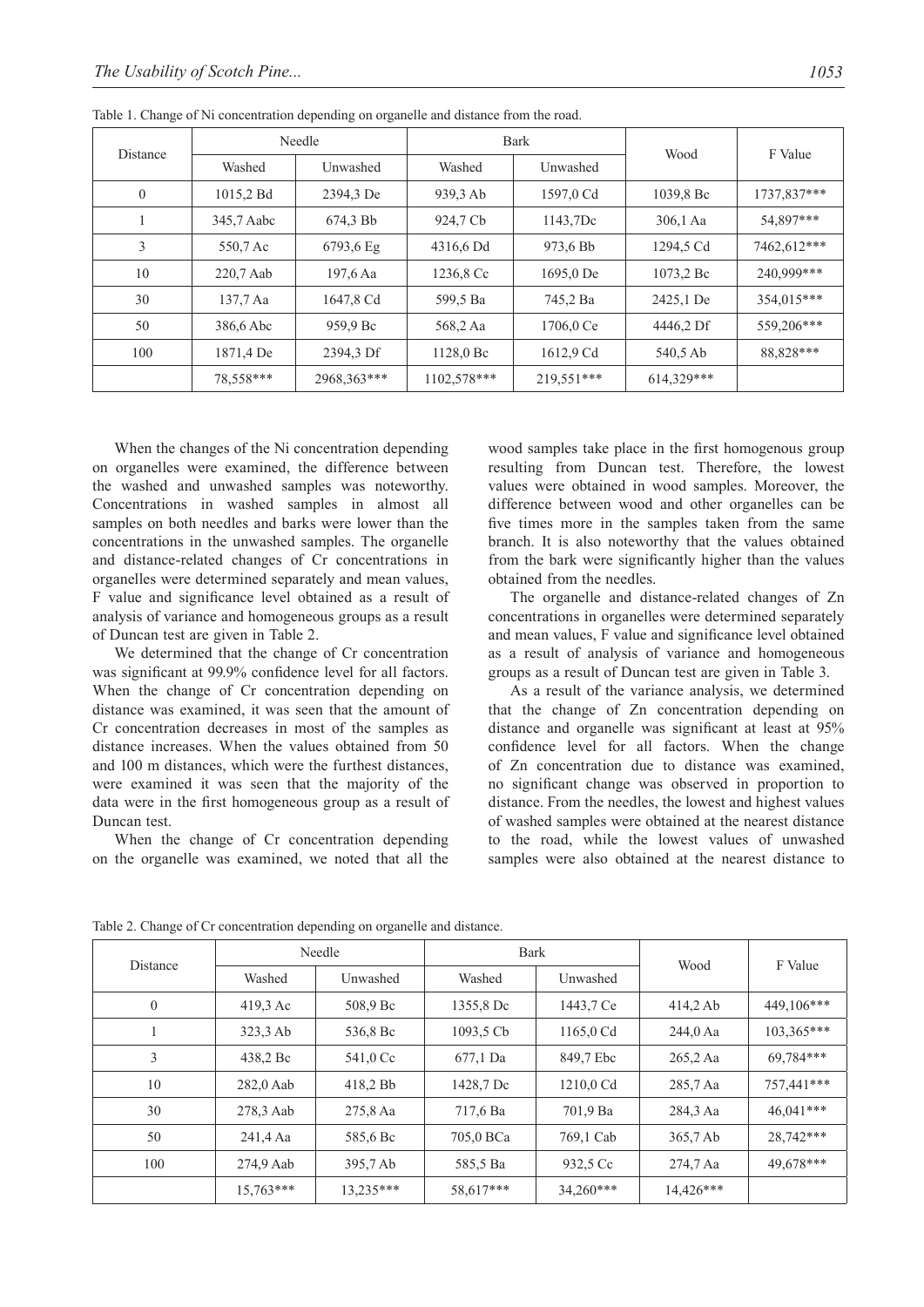Table 1. Change of Ni concentration depending on organelle and distance from the road.

| Distance | Needle | | Bark | | Wood | F Value |
|---|---|---|---|---|---|---|
| | Washed | Unwashed | Washed | Unwashed | | |
| 0 | 1015,2 Bd | 2394,3 De | 939,3 Ab | 1597,0 Cd | 1039,8 Bc | 1737,837*** |
| 1 | 345,7 Aabc | 674,3 Bb | 924,7 Cb | 1143,7Dc | 306,1 Aa | 54,897*** |
| 3 | 550,7 Ac | 6793,6 Eg | 4316,6 Dd | 973,6 Bb | 1294,5 Cd | 7462,612*** |
| 10 | 220,7 Aab | 197,6 Aa | 1236,8 Cc | 1695,0 De | 1073,2 Bc | 240,999*** |
| 30 | 137,7 Aa | 1647,8 Cd | 599,5 Ba | 745,2 Ba | 2425,1 De | 354,015*** |
| 50 | 386,6 Abc | 959,9 Bc | 568,2 Aa | 1706,0 Ce | 4446,2 Df | 559,206*** |
| 100 | 1871,4 De | 2394,3 Df | 1128,0 Bc | 1612,9 Cd | 540,5 Ab | 88,828*** |
| | 78,558*** | 2968,363*** | 1102,578*** | 219,551*** | 614,329*** | |

When the changes of the Ni concentration depending on organelles were examined, the difference between the washed and unwashed samples was noteworthy. Concentrations in washed samples in almost all samples on both needles and barks were lower than the concentrations in the unwashed samples. The organelle and distance-related changes of Cr concentrations in organelles were determined separately and mean values, F value and significance level obtained as a result of analysis of variance and homogeneous groups as a result of Duncan test are given in Table 2.

We determined that the change of Cr concentration was significant at 99.9% confidence level for all factors. When the change of Cr concentration depending on distance was examined, it was seen that the amount of Cr concentration decreases in most of the samples as distance increases. When the values obtained from 50 and 100 m distances, which were the furthest distances, were examined it was seen that the majority of the data were in the first homogeneous group as a result of Duncan test.

When the change of Cr concentration depending on the organelle was examined, we noted that all the wood samples take place in the first homogenous group resulting from Duncan test. Therefore, the lowest values were obtained in wood samples. Moreover, the difference between wood and other organelles can be five times more in the samples taken from the same branch. It is also noteworthy that the values obtained from the bark were significantly higher than the values obtained from the needles.

The organelle and distance-related changes of Zn concentrations in organelles were determined separately and mean values, F value and significance level obtained as a result of analysis of variance and homogeneous groups as a result of Duncan test are given in Table 3.

As a result of the variance analysis, we determined that the change of Zn concentration depending on distance and organelle was significant at least at 95% confidence level for all factors. When the change of Zn concentration due to distance was examined, no significant change was observed in proportion to distance. From the needles, the lowest and highest values of washed samples were obtained at the nearest distance to the road, while the lowest values of unwashed samples were also obtained at the nearest distance to

Table 2. Change of Cr concentration depending on organelle and distance.

| Distance | Needle | | Bark | | Wood | F Value |
|---|---|---|---|---|---|---|
| | Washed | Unwashed | Washed | Unwashed | | |
| 0 | 419,3 Ac | 508,9 Bc | 1355,8 Dc | 1443,7 Ce | 414,2 Ab | 449,106*** |
| 1 | 323,3 Ab | 536,8 Bc | 1093,5 Cb | 1165,0 Cd | 244,0 Aa | 103,365*** |
| 3 | 438,2 Bc | 541,0 Cc | 677,1 Da | 849,7 Ebc | 265,2 Aa | 69,784*** |
| 10 | 282,0 Aab | 418,2 Bb | 1428,7 Dc | 1210,0 Cd | 285,7 Aa | 757,441*** |
| 30 | 278,3 Aab | 275,8 Aa | 717,6 Ba | 701,9 Ba | 284,3 Aa | 46,041*** |
| 50 | 241,4 Aa | 585,6 Bc | 705,0 BCa | 769,1 Cab | 365,7 Ab | 28,742*** |
| 100 | 274,9 Aab | 395,7 Ab | 585,5 Ba | 932,5 Cc | 274,7 Aa | 49,678*** |
| | 15,763*** | 13,235*** | 58,617*** | 34,260*** | 14,426*** | |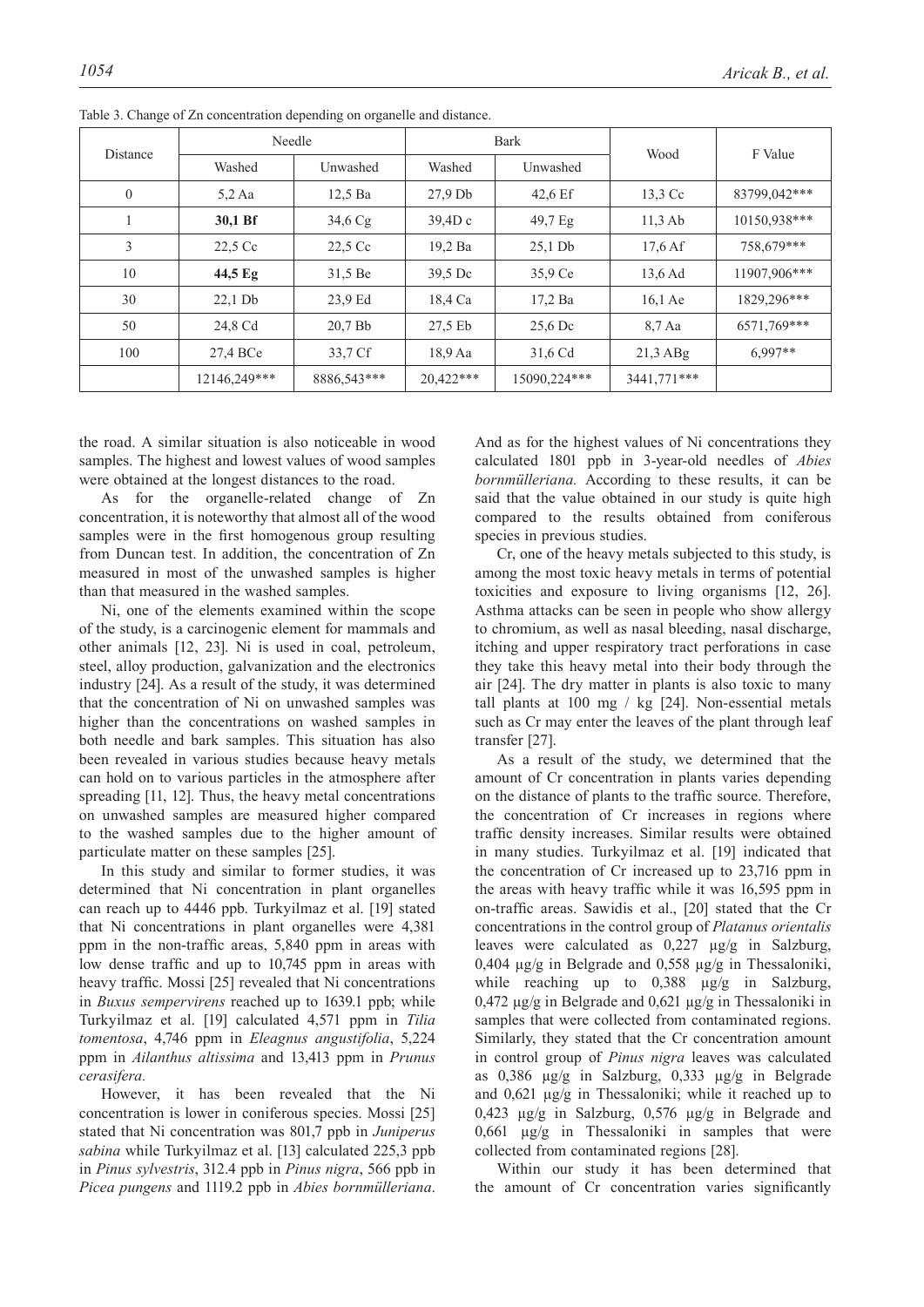Table 3. Change of Zn concentration depending on organelle and distance.

| Distance | Needle | | Bark | | Wood | F Value |
|---|---|---|---|---|---|---|
| | Washed | Unwashed | Washed | Unwashed | | |
| 0 | 5,2 Aa | 12,5 Ba | 27,9 Db | 42,6 Ef | 13,3 Cc | 83799,042*** |
| 1 | **30,1 Bf** | 34,6 Cg | 39,4D c | 49,7 Eg | 11,3 Ab | 10150,938*** |
| 3 | 22,5 Cc | 22,5 Cc | 19,2 Ba | 25,1 Db | 17,6 Af | 758,679*** |
| 10 | **44,5 Eg** | 31,5 Be | 39,5 Dc | 35,9 Ce | 13,6 Ad | 11907,906*** |
| 30 | 22,1 Db | 23,9 Ed | 18,4 Ca | 17,2 Ba | 16,1 Ae | 1829,296*** |
| 50 | 24,8 Cd | 20,7 Bb | 27,5 Eb | 25,6 Dc | 8,7 Aa | 6571,769*** |
| 100 | 27,4 BCe | 33,7 Cf | 18,9 Aa | 31,6 Cd | 21,3 ABg | 6,997** |
| | 12146,249*** | 8886,543*** | 20,422*** | 15090,224*** | 3441,771*** | |

the road. A similar situation is also noticeable in wood samples. The highest and lowest values of wood samples were obtained at the longest distances to the road.

As for the organelle-related change of Zn concentration, it is noteworthy that almost all of the wood samples were in the first homogenous group resulting from Duncan test. In addition, the concentration of Zn measured in most of the unwashed samples is higher than that measured in the washed samples.

Ni, one of the elements examined within the scope of the study, is a carcinogenic element for mammals and other animals [12, 23]. Ni is used in coal, petroleum, steel, alloy production, galvanization and the electronics industry [24]. As a result of the study, it was determined that the concentration of Ni on unwashed samples was higher than the concentrations on washed samples in both needle and bark samples. This situation has also been revealed in various studies because heavy metals can hold on to various particles in the atmosphere after spreading [11, 12]. Thus, the heavy metal concentrations on unwashed samples are measured higher compared to the washed samples due to the higher amount of particulate matter on these samples [25].

In this study and similar to former studies, it was determined that Ni concentration in plant organelles can reach up to 4446 ppb. Turkyilmaz et al. [19] stated that Ni concentrations in plant organelles were 4,381 ppm in the non-traffic areas, 5,840 ppm in areas with low dense traffic and up to 10,745 ppm in areas with heavy traffic. Mossi [25] revealed that Ni concentrations in *Buxus sempervirens* reached up to 1639.1 ppb; while Turkyilmaz et al. [19] calculated 4,571 ppm in *Tilia tomentosa*, 4,746 ppm in *Eleagnus angustifolia*, 5,224 ppm in *Ailanthus altissima* and 13,413 ppm in *Prunus cerasifera.*

However, it has been revealed that the Ni concentration is lower in coniferous species. Mossi [25] stated that Ni concentration was 801,7 ppb in *Juniperus sabina* while Turkyilmaz et al. [13] calculated 225,3 ppb in *Pinus sylvestris*, 312.4 ppb in *Pinus nigra*, 566 ppb in *Picea pungens* and 1119.2 ppb in *Abies bornmülleriana*. And as for the highest values of Ni concentrations they calculated 1801 ppb in 3-year-old needles of *Abies bornmülleriana.* According to these results, it can be said that the value obtained in our study is quite high compared to the results obtained from coniferous species in previous studies.

Cr, one of the heavy metals subjected to this study, is among the most toxic heavy metals in terms of potential toxicities and exposure to living organisms [12, 26]. Asthma attacks can be seen in people who show allergy to chromium, as well as nasal bleeding, nasal discharge, itching and upper respiratory tract perforations in case they take this heavy metal into their body through the air [24]. The dry matter in plants is also toxic to many tall plants at 100 mg / kg [24]. Non-essential metals such as Cr may enter the leaves of the plant through leaf transfer [27].

As a result of the study, we determined that the amount of Cr concentration in plants varies depending on the distance of plants to the traffic source. Therefore, the concentration of Cr increases in regions where traffic density increases. Similar results were obtained in many studies. Turkyilmaz et al. [19] indicated that the concentration of Cr increased up to 23,716 ppm in the areas with heavy traffic while it was 16,595 ppm in on-traffic areas. Sawidis et al., [20] stated that the Cr concentrations in the control group of *Platanus orientalis* leaves were calculated as 0,227 μg/g in Salzburg, 0,404 μg/g in Belgrade and 0,558 μg/g in Thessaloniki, while reaching up to 0,388 μg/g in Salzburg, 0,472 μg/g in Belgrade and 0,621 μg/g in Thessaloniki in samples that were collected from contaminated regions. Similarly, they stated that the Cr concentration amount in control group of *Pinus nigra* leaves was calculated as 0,386 μg/g in Salzburg, 0,333 μg/g in Belgrade and 0,621 μg/g in Thessaloniki; while it reached up to 0,423 μg/g in Salzburg, 0,576 μg/g in Belgrade and 0,661 μg/g in Thessaloniki in samples that were collected from contaminated regions [28].

Within our study it has been determined that the amount of Cr concentration varies significantly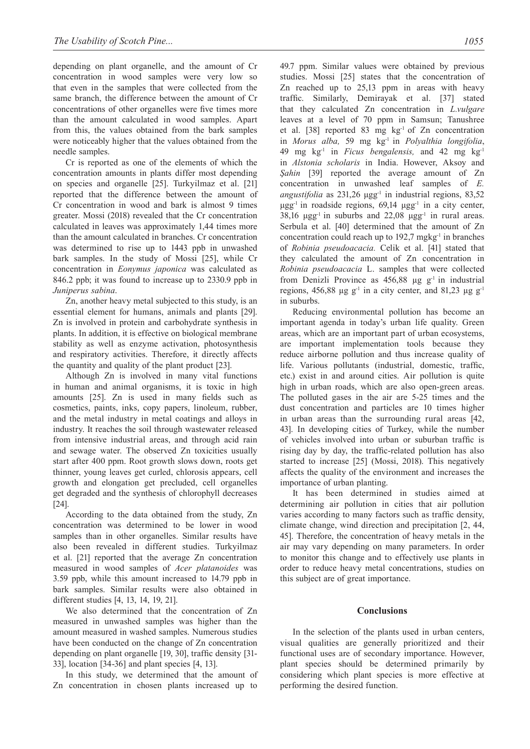depending on plant organelle, and the amount of Cr concentration in wood samples were very low so that even in the samples that were collected from the same branch, the difference between the amount of Cr concentrations of other organelles were five times more than the amount calculated in wood samples. Apart from this, the values obtained from the bark samples were noticeably higher that the values obtained from the needle samples.

Cr is reported as one of the elements of which the concentration amounts in plants differ most depending on species and organelle [25]. Turkyilmaz et al. [21] reported that the difference between the amount of Cr concentration in wood and bark is almost 9 times greater. Mossi (2018) revealed that the Cr concentration calculated in leaves was approximately 1,44 times more than the amount calculated in branches. Cr concentration was determined to rise up to 1443 ppb in unwashed bark samples. In the study of Mossi [25], while Cr concentration in *Eonymus japonica* was calculated as 846.2 ppb; it was found to increase up to 2330.9 ppb in *Juniperus sabina*.

Zn, another heavy metal subjected to this study, is an essential element for humans, animals and plants [29]. Zn is involved in protein and carbohydrate synthesis in plants. In addition, it is effective on biological membrane stability as well as enzyme activation, photosynthesis and respiratory activities. Therefore, it directly affects the quantity and quality of the plant product [23].

Although Zn is involved in many vital functions in human and animal organisms, it is toxic in high amounts [25]. Zn is used in many fields such as cosmetics, paints, inks, copy papers, linoleum, rubber, and the metal industry in metal coatings and alloys in industry. It reaches the soil through wastewater released from intensive industrial areas, and through acid rain and sewage water. The observed Zn toxicities usually start after 400 ppm. Root growth slows down, roots get thinner, young leaves get curled, chlorosis appears, cell growth and elongation get precluded, cell organelles get degraded and the synthesis of chlorophyll decreases [24].

According to the data obtained from the study, Zn concentration was determined to be lower in wood samples than in other organelles. Similar results have also been revealed in different studies. Turkyilmaz et al. [21] reported that the average Zn concentration measured in wood samples of *Acer platanoides* was 3.59 ppb, while this amount increased to 14.79 ppb in bark samples. Similar results were also obtained in different studies [4, 13, 14, 19, 21].

We also determined that the concentration of Zn measured in unwashed samples was higher than the amount measured in washed samples. Numerous studies have been conducted on the change of Zn concentration depending on plant organelle [19, 30], traffic density [31-33], location [34-36] and plant species [4, 13].

In this study, we determined that the amount of Zn concentration in chosen plants increased up to 49.7 ppm. Similar values were obtained by previous studies. Mossi [25] states that the concentration of Zn reached up to 25,13 ppm in areas with heavy traffic. Similarly, Demirayak et al. [37] stated that they calculated Zn concentration in *L.vulgare* leaves at a level of 70 ppm in Samsun; Tanushree et al. [38] reported 83 mg $kg^{-1}$ of Zn concentration in *Morus alba,* 59 mg $kg^{-1}$ in *Polyalthia longifolia*, 49 mg $kg^{-1}$ in *Ficus bengalensis,* and 42 mg $kg^{-1}$ in *Alstonia scholaris* in India. However, Aksoy and *Şahin* [39] reported the average amount of Zn concentration in unwashed leaf samples of *E. angustifolia* as 231,26 $\mu gg^{-1}$ in industrial regions, 83,52 $\mu gg^{-1}$ in roadside regions, 69,14 $\mu gg^{-1}$ in a city center, 38,16 $\mu gg^{-1}$ in suburbs and 22,08 $\mu gg^{-1}$ in rural areas. Serbula et al. [40] determined that the amount of Zn concentration could reach up to 192,7 $mgkg^{-1}$ in branches of *Robinia pseudoacacia.* Celik et al. [41] stated that they calculated the amount of Zn concentration in *Robinia pseudoacacia* L. samples that were collected from Denizli Province as 456,88 μg $g^{-1}$ in industrial regions, 456,88 μg $g^{-1}$ in a city center, and 81,23 μg $g^{-1}$ in suburbs.

Reducing environmental pollution has become an important agenda in today's urban life quality. Green areas, which are an important part of urban ecosystems, are important implementation tools because they reduce airborne pollution and thus increase quality of life. Various pollutants (industrial, domestic, traffic, etc.) exist in and around cities. Air pollution is quite high in urban roads, which are also open-green areas. The polluted gases in the air are 5-25 times and the dust concentration and particles are 10 times higher in urban areas than the surrounding rural areas [42, 43]. In developing cities of Turkey, while the number of vehicles involved into urban or suburban traffic is rising day by day, the traffic-related pollution has also started to increase [25] (Mossi, 2018). This negatively affects the quality of the environment and increases the importance of urban planting.

It has been determined in studies aimed at determining air pollution in cities that air pollution varies according to many factors such as traffic density, climate change, wind direction and precipitation [2, 44, 45]. Therefore, the concentration of heavy metals in the air may vary depending on many parameters. In order to monitor this change and to effectively use plants in order to reduce heavy metal concentrations, studies on this subject are of great importance.

## Conclusions

In the selection of the plants used in urban centers, visual qualities are generally prioritized and their functional uses are of secondary importance. However, plant species should be determined primarily by considering which plant species is more effective at performing the desired function.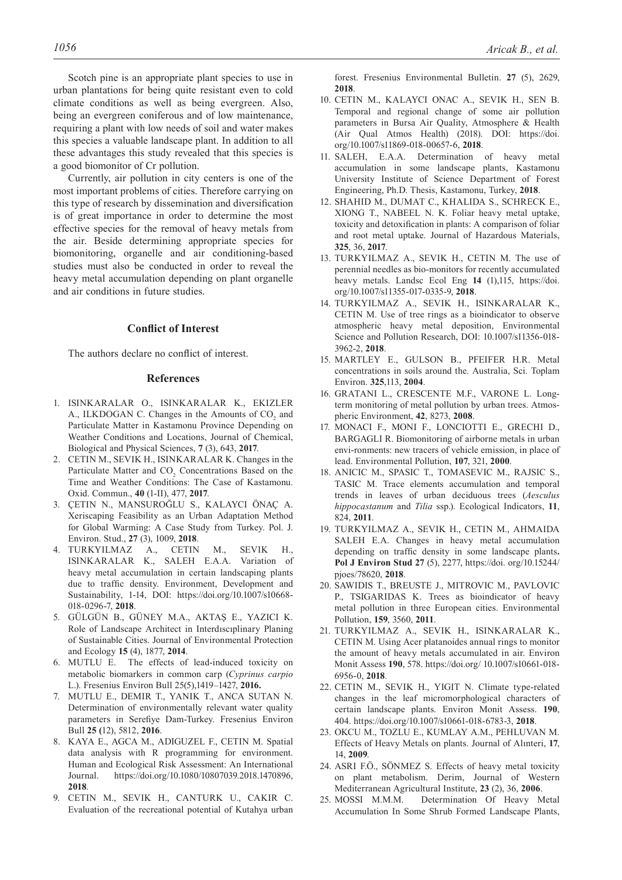Scotch pine is an appropriate plant species to use in urban plantations for being quite resistant even to cold climate conditions as well as being evergreen. Also, being an evergreen coniferous and of low maintenance, requiring a plant with low needs of soil and water makes this species a valuable landscape plant. In addition to all these advantages this study revealed that this species is a good biomonitor of Cr pollution.

Currently, air pollution in city centers is one of the most important problems of cities. Therefore carrying on this type of research by dissemination and diversification is of great importance in order to determine the most effective species for the removal of heavy metals from the air. Beside determining appropriate species for biomonitoring, organelle and air conditioning-based studies must also be conducted in order to reveal the heavy metal accumulation depending on plant organelle and air conditions in future studies.

## Conflict of Interest

The authors declare no conflict of interest.

## References

1. ISINKARALAR O., ISINKARALAR K., EKIZLER A., ILKDOGAN C. Changes in the Amounts of $CO_2$ and Particulate Matter in Kastamonu Province Depending on Weather Conditions and Locations, Journal of Chemical, Biological and Physical Sciences, **7** (3), 643, **2017**.
2. CETIN M., SEVIK H., ISINKARALAR K. Changes in the Particulate Matter and $CO_2$ Concentrations Based on the Time and Weather Conditions: The Case of Kastamonu. Oxid. Commun., **40** (1-II), 477, **2017**.
3. ÇETIN N., MANSUROĞLU S., KALAYCI ÖNAÇ A. Xeriscaping Feasibility as an Urban Adaptation Method for Global Warming: A Case Study from Turkey. Pol. J. Environ. Stud., **27** (3), 1009, **2018**.
4. TURKYILMAZ A., CETIN M., SEVIK H., ISINKARALAR K., SALEH E.A.A. Variation of heavy metal accumulation in certain landscaping plants due to traffic density. Environment, Development and Sustainability, 1-14, DOI: https://doi.org/10.1007/s10668-018-0296-7, **2018**.
5. GÜLGÜN B., GÜNEY M.A., AKTAŞ E., YAZICI K. Role of Landscape Architect in Interdısciplinary Planing of Sustainable Cities. Journal of Environmental Protection and Ecology **15** (4), 1877, **2014**.
6. MUTLU E. The effects of lead-induced toxicity on metabolic biomarkers in common carp (*Cyprinus carpio* L.). Fresenius Environ Bull 25(5),1419–1427, **2016.**
7. MUTLU E., DEMIR T., YANIK T., ANCA SUTAN N. Determination of environmentally relevant water quality parameters in Serefiye Dam-Turkey. Fresenius Environ Bull **25 (**12), 5812, **2016**.
8. KAYA E., AGCA M., ADIGUZEL F., CETIN M. Spatial data analysis with R programming for environment. Human and Ecological Risk Assessment: An International Journal. https://doi.org/10.1080/10807039.2018.1470896, **2018**.
9. CETIN M., SEVIK H., CANTURK U., CAKIR C. Evaluation of the recreational potential of Kutahya urban forest. Fresenius Environmental Bulletin. **27** (5), 2629, **2018**.
10. CETIN M., KALAYCI ONAC A., SEVIK H., SEN B. Temporal and regional change of some air pollution parameters in Bursa Air Quality, Atmosphere & Health (Air Qual Atmos Health) (2018). DOI: https://doi.org/10.1007/s11869-018-00657-6, **2018**.
11. SALEH, E.A.A. Determination of heavy metal accumulation in some landscape plants, Kastamonu University Institute of Science Department of Forest Engineering, Ph.D. Thesis, Kastamonu, Turkey, **2018**.
12. SHAHID M., DUMAT C., KHALIDA S., SCHRECK E., XIONG T., NABEEL N. K. Foliar heavy metal uptake, toxicity and detoxification in plants: A comparison of foliar and root metal uptake. Journal of Hazardous Materials, **325**, 36, **2017**.
13. TURKYILMAZ A., SEVIK H., CETIN M. The use of perennial needles as bio-monitors for recently accumulated heavy metals. Landsc Ecol Eng **14** (1),115, https://doi.org/10.1007/s11355-017-0335-9, **2018**.
14. TURKYILMAZ A., SEVIK H., ISINKARALAR K., CETIN M. Use of tree rings as a bioindicator to observe atmospheric heavy metal deposition, Environmental Science and Pollution Research, DOI: 10.1007/s11356-018-3962-2, **2018**.
15. MARTLEY E., GULSON B., PFEIFER H.R. Metal concentrations in soils around the. Australia, Sci. Toplam Environ. **325**,113, **2004**.
16. GRATANI L., CRESCENTE M.F., VARONE L. Long-term monitoring of metal pollution by urban trees. Atmospheric Environment, **42**, 8273, **2008**.
17. MONACI F., MONI F., LONCIOTTI E., GRECHI D., BARGAGLI R. Biomonitoring of airborne metals in urban envi-ronments: new tracers of vehicle emission, in place of lead. Environmental Pollution, **107**, 321, **2000**.
18. ANICIC M., SPASIC T., TOMASEVIC M., RAJSIC S., TASIC M. Trace elements accumulation and temporal trends in leaves of urban deciduous trees (*Aesculus hippocastanum* and *Tilia* ssp.). Ecological Indicators, **11**, 824, **2011**.
19. TURKYILMAZ A., SEVIK H., CETIN M., AHMAIDA SALEH E.A. Changes in heavy metal accumulation depending on traffic density in some landscape plants**. Pol J Environ Stud 27** (5), 2277, https://doi. org/10.15244/pjoes/78620, **2018**.
20. SAWIDIS T., BREUSTE J., MITROVIC M., PAVLOVIC P., TSIGARIDAS K. Trees as bioindicator of heavy metal pollution in three European cities. Environmental Pollution, **159**, 3560, **2011**.
21. TURKYILMAZ A., SEVIK H., ISINKARALAR K., CETIN M. Using Acer platanoides annual rings to monitor the amount of heavy metals accumulated in air. Environ Monit Assess **190**, 578. https://doi.org/ 10.1007/s10661-018-6956-0, **2018**.
22. CETIN M., SEVIK H., YIGIT N. Climate type-related changes in the leaf micromorphological characters of certain landscape plants. Environ Monit Assess. **190**, 404. https://doi.org/10.1007/s10661-018-6783-3, **2018**.
23. OKCU M., TOZLU E., KUMLAY A.M., PEHLUVAN M. Effects of Heavy Metals on plants. Journal of Alınteri, **17**, 14, **2009**.
24. ASRI F.Ö., SÖNMEZ S. Effects of heavy metal toxicity on plant metabolism. Derim, Journal of Western Mediterranean Agricultural Institute, **23** (2), 36, **2006**.
25. MOSSI M.M.M. Determination Of Heavy Metal Accumulation In Some Shrub Formed Landscape Plants,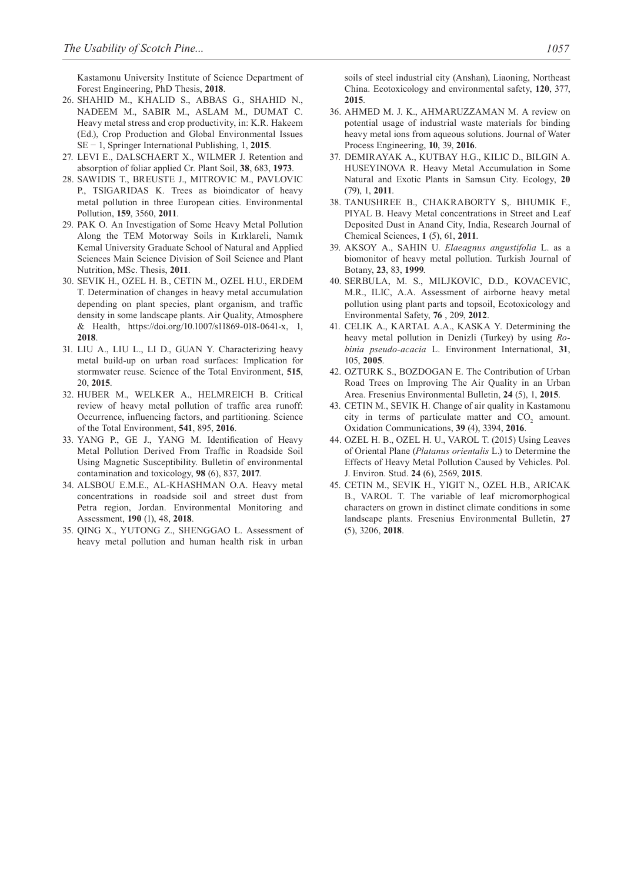Kastamonu University Institute of Science Department of Forest Engineering, PhD Thesis, **2018**.

26. SHAHID M., KHALID S., ABBAS G., SHAHID N., NADEEM M., SABIR M., ASLAM M., DUMAT C. Heavy metal stress and crop productivity, in: K.R. Hakeem (Ed.), Crop Production and Global Environmental Issues SE − 1, Springer International Publishing, 1, **2015**.
27. LEVI E., DALSCHAERT X., WILMER J. Retention and absorption of foliar applied Cr. Plant Soil, **38**, 683, **1973**.
28. SAWIDIS T., BREUSTE J., MITROVIC M., PAVLOVIC P., TSIGARIDAS K. Trees as bioindicator of heavy metal pollution in three European cities. Environmental Pollution, **159**, 3560, **2011**.
29. PAK O. An Investigation of Some Heavy Metal Pollution Along the TEM Motorway Soils in Kırklareli, Namık Kemal University Graduate School of Natural and Applied Sciences Main Science Division of Soil Science and Plant Nutrition, MSc. Thesis, **2011**.
30. SEVIK H., OZEL H. B., CETIN M., OZEL H.U., ERDEM T. Determination of changes in heavy metal accumulation depending on plant species, plant organism, and traffic density in some landscape plants. Air Quality, Atmosphere & Health, https://doi.org/10.1007/s11869-018-0641-x, 1, **2018**.
31. LIU A., LIU L., LI D., GUAN Y. Characterizing heavy metal build-up on urban road surfaces: Implication for stormwater reuse. Science of the Total Environment, **515**, 20, **2015**.
32. HUBER M., WELKER A., HELMREICH B. Critical review of heavy metal pollution of traffic area runoff: Occurrence, influencing factors, and partitioning. Science of the Total Environment, **541**, 895, **2016**.
33. YANG P., GE J., YANG M. Identification of Heavy Metal Pollution Derived From Traffic in Roadside Soil Using Magnetic Susceptibility. Bulletin of environmental contamination and toxicology, **98** (6), 837, **2017**.
34. ALSBOU E.M.E., AL-KHASHMAN O.A. Heavy metal concentrations in roadside soil and street dust from Petra region, Jordan. Environmental Monitoring and Assessment, **190** (1), 48, **2018**.
35. QING X., YUTONG Z., SHENGGAO L. Assessment of heavy metal pollution and human health risk in urban soils of steel industrial city (Anshan), Liaoning, Northeast China. Ecotoxicology and environmental safety, **120**, 377, **2015**.
36. AHMED M. J. K., AHMARUZZAMAN M. A review on potential usage of industrial waste materials for binding heavy metal ions from aqueous solutions. Journal of Water Process Engineering, **10**, 39, **2016**.
37. DEMIRAYAK A., KUTBAY H.G., KILIC D., BILGIN A. HUSEYINOVA R. Heavy Metal Accumulation in Some Natural and Exotic Plants in Samsun City. Ecology, **20** (79), 1, **2011**.
38. TANUSHREE B., CHAKRABORTY S,. BHUMIK F., PIYAL B. Heavy Metal concentrations in Street and Leaf Deposited Dust in Anand City, India, Research Journal of Chemical Sciences, **1** (5), 61, **2011**.
39. AKSOY A., SAHIN U. *Elaeagnus angustifolia* L. as a biomonitor of heavy metal pollution. Turkish Journal of Botany, **23**, 83, **1999**.
40. SERBULA, M. S., MILJKOVIC, D.D., KOVACEVIC, M.R., ILIC, A.A. Assessment of airborne heavy metal pollution using plant parts and topsoil, Ecotoxicology and Environmental Safety, **76** , 209, **2012**.
41. CELIK A., KARTAL A.A., KASKA Y. Determining the heavy metal pollution in Denizli (Turkey) by using *Robinia pseudo-acacia* L. Environment International, **31**, 105, **2005**.
42. OZTURK S., BOZDOGAN E. The Contribution of Urban Road Trees on Improving The Air Quality in an Urban Area. Fresenius Environmental Bulletin, **24** (5), 1, **2015**.
43. CETIN M., SEVIK H. Change of air quality in Kastamonu city in terms of particulate matter and $CO_2$ amount. Oxidation Communications, **39** (4), 3394, **2016**.
44. OZEL H. B., OZEL H. U., VAROL T. (2015) Using Leaves of Oriental Plane (*Platanus orientalis* L.) to Determine the Effects of Heavy Metal Pollution Caused by Vehicles. Pol. J. Environ. Stud. **24** (6), 2569, **2015**.
45. CETIN M., SEVIK H., YIGIT N., OZEL H.B., ARICAK B., VAROL T. The variable of leaf micromorphological characters on grown in distinct climate conditions in some landscape plants. Fresenius Environmental Bulletin, **27** (5), 3206, **2018**.